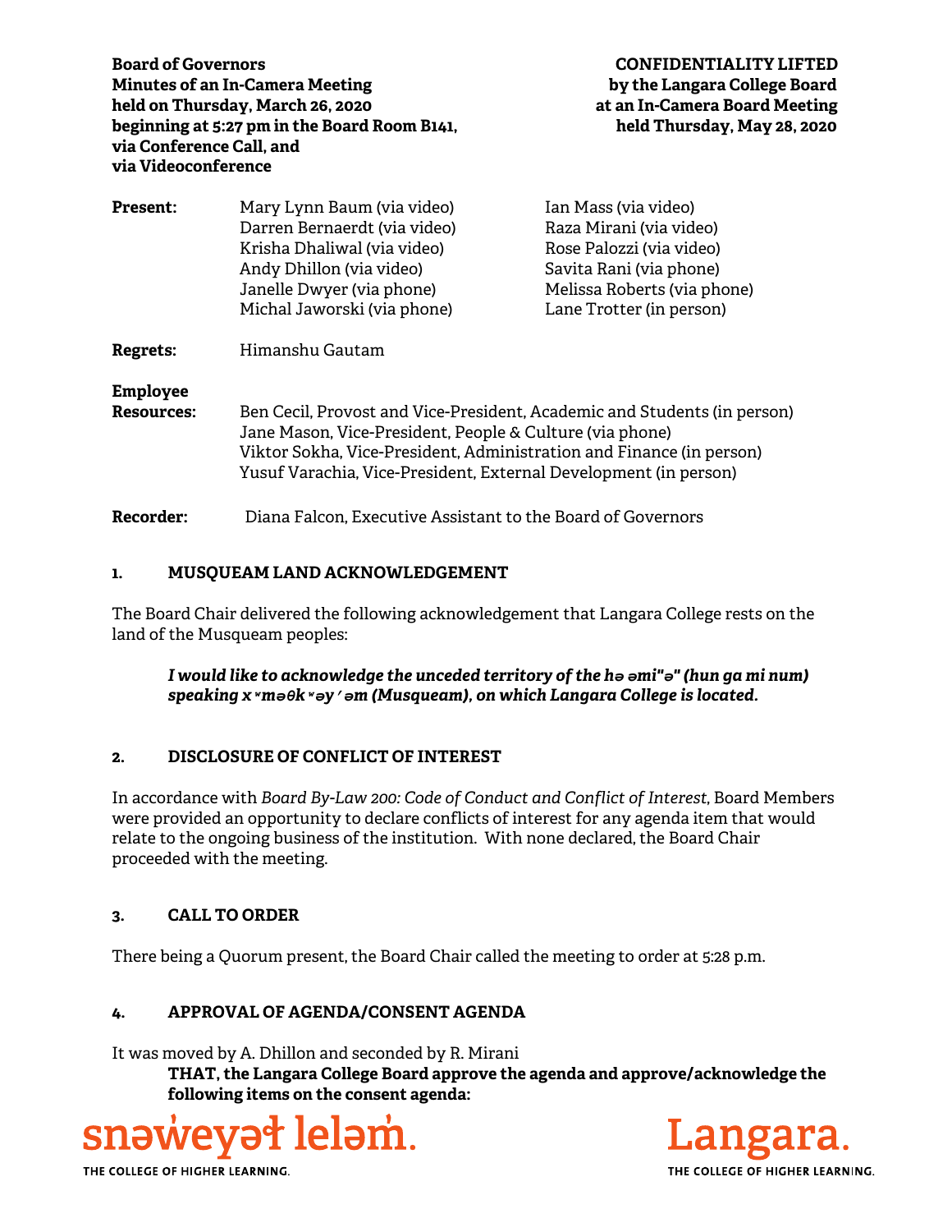**Board of Governors**
**Minutes of an In-Camera Meeting**
**held on Thursday, March 26, 2020**
**beginning at 5:27 pm in the Board Room B141,**
**via Conference Call, and**
**via Videoconference**

**CONFIDENTIALITY LIFTED**
**by the Langara College Board**
**at an In-Camera Board Meeting**
**held Thursday, May 28, 2020**

| | | |
|---|---|---|
| **Present:** | Mary Lynn Baum (via video) | Ian Mass (via video) |
| | Darren Bernaerdt (via video) | Raza Mirani (via video) |
| | Krisha Dhaliwal (via video) | Rose Palozzi (via video) |
| | Andy Dhillon (via video) | Savita Rani (via phone) |
| | Janelle Dwyer (via phone) | Melissa Roberts (via phone) |
| | Michal Jaworski (via phone) | Lane Trotter (in person) |

**Regrets:** Himanshu Gautam

**Employee Resources:**
Ben Cecil, Provost and Vice-President, Academic and Students (in person)
Jane Mason, Vice-President, People & Culture (via phone)
Viktor Sokha, Vice-President, Administration and Finance (in person)
Yusuf Varachia, Vice-President, External Development (in person)

**Recorder:** Diana Falcon, Executive Assistant to the Board of Governors

## 1. MUSQUEAM LAND ACKNOWLEDGEMENT

The Board Chair delivered the following acknowledgement that Langara College rests on the land of the Musqueam peoples:

> ***I would like to acknowledge the unceded territory of the hə əmi"ə" (hun ga mi num) speaking xʷməθkʷəy̓əm (Musqueam), on which Langara College is located.***

## 2. DISCLOSURE OF CONFLICT OF INTEREST

In accordance with *Board By-Law 200: Code of Conduct and Conflict of Interest*, Board Members were provided an opportunity to declare conflicts of interest for any agenda item that would relate to the ongoing business of the institution. With none declared, the Board Chair proceeded with the meeting.

## 3. CALL TO ORDER

There being a Quorum present, the Board Chair called the meeting to order at 5:28 p.m.

## 4. APPROVAL OF AGENDA/CONSENT AGENDA

It was moved by A. Dhillon and seconded by R. Mirani

> **THAT, the Langara College Board approve the agenda and approve/acknowledge the following items on the consent agenda:**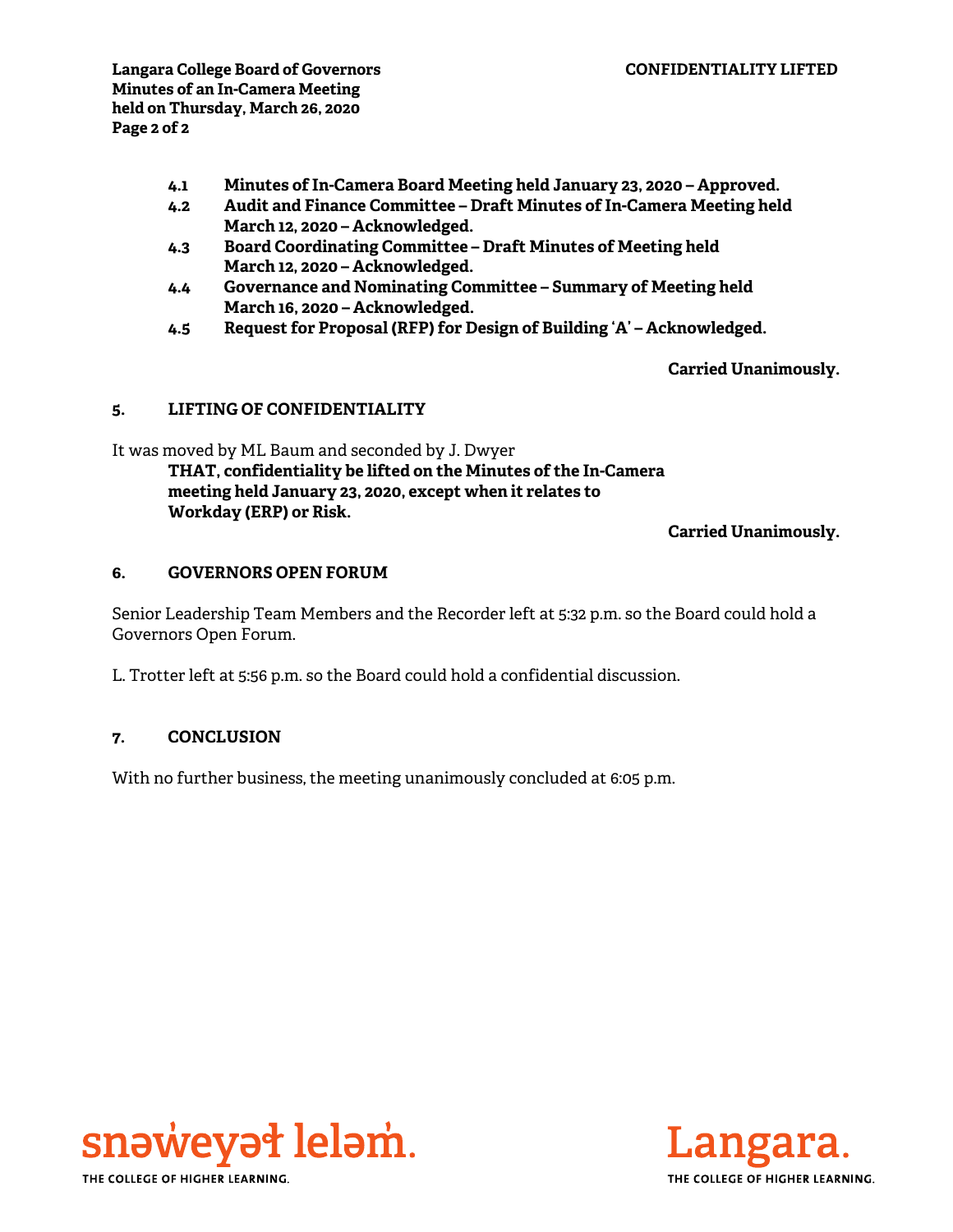**4.1 Minutes of In-Camera Board Meeting held January 23, 2020 – Approved.**
**4.2 Audit and Finance Committee – Draft Minutes of In-Camera Meeting held March 12, 2020 – Acknowledged.**
**4.3 Board Coordinating Committee – Draft Minutes of Meeting held March 12, 2020 – Acknowledged.**
**4.4 Governance and Nominating Committee – Summary of Meeting held March 16, 2020 – Acknowledged.**
**4.5 Request for Proposal (RFP) for Design of Building 'A' – Acknowledged.**

**Carried Unanimously.**

## 5. LIFTING OF CONFIDENTIALITY

It was moved by ML Baum and seconded by J. Dwyer

**THAT, confidentiality be lifted on the Minutes of the In-Camera meeting held January 23, 2020, except when it relates to Workday (ERP) or Risk.**

**Carried Unanimously.**

## 6. GOVERNORS OPEN FORUM

Senior Leadership Team Members and the Recorder left at 5:32 p.m. so the Board could hold a Governors Open Forum.

L. Trotter left at 5:56 p.m. so the Board could hold a confidential discussion.

## 7. CONCLUSION

With no further business, the meeting unanimously concluded at 6:05 p.m.

snəw̓eyəɬ leləm̓.
THE COLLEGE OF HIGHER LEARNING.

Langara.
THE COLLEGE OF HIGHER LEARNING.